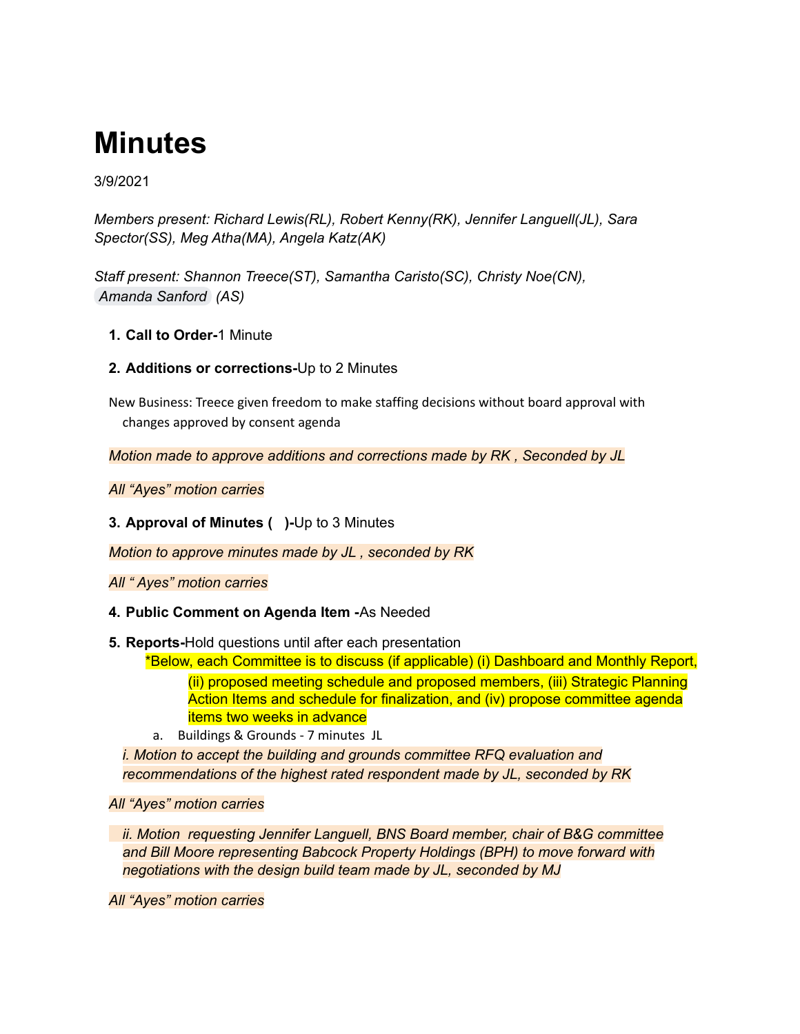# Minutes

3/9/2021

*Members present: Richard Lewis(RL), Robert Kenny(RK), Jennifer Languell(JL), Sara Spector(SS), Meg Atha(MA), Angela Katz(AK)*

*Staff present: Shannon Treece(ST), Samantha Caristo(SC), Christy Noe(CN), Amanda Sanford (AS)*

1. **Call to Order-**1 Minute

2. **Additions or corrections-**Up to 2 Minutes

New Business: Treece given freedom to make staffing decisions without board approval with changes approved by consent agenda

*Motion made to approve additions and corrections made by RK , Seconded by JL*

*All "Ayes" motion carries*

3. **Approval of Minutes (   )-**Up to 3 Minutes

*Motion to approve minutes made by JL , seconded by RK*

*All " Ayes" motion carries*

4. **Public Comment on Agenda Item -**As Needed

5. **Reports-**Hold questions until after each presentation

   *Below, each Committee is to discuss (if applicable) (i) Dashboard and Monthly Report, (ii) proposed meeting schedule and proposed members, (iii) Strategic Planning Action Items and schedule for finalization, and (iv) propose committee agenda items two weeks in advance

   a. Buildings & Grounds - 7 minutes JL

*i. Motion to accept the building and grounds committee RFQ evaluation and recommendations of the highest rated respondent made by JL, seconded by RK*

*All "Ayes" motion carries*

*ii. Motion requesting Jennifer Languell, BNS Board member, chair of B&G committee and Bill Moore representing Babcock Property Holdings (BPH) to move forward with negotiations with the design build team made by JL, seconded by MJ*

*All "Ayes" motion carries*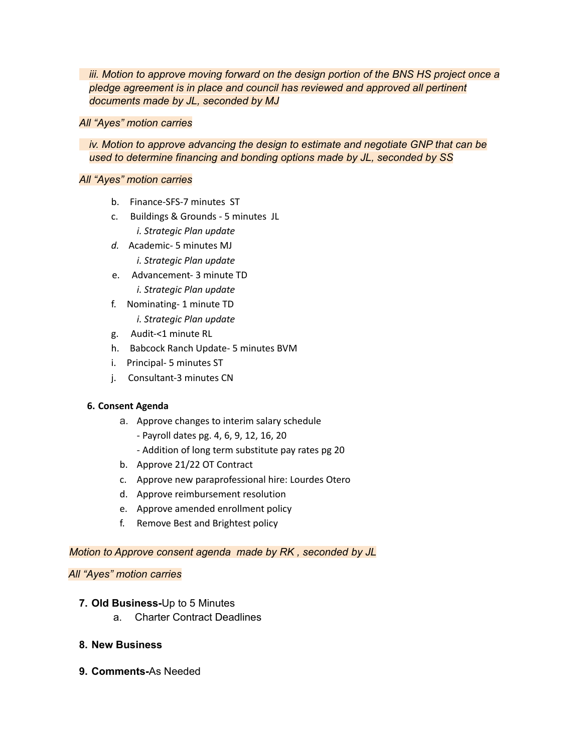*iii. Motion to approve moving forward on the design portion of the BNS HS project once a pledge agreement is in place and council has reviewed and approved all pertinent documents made by JL, seconded by MJ*

*All "Ayes" motion carries*

*iv. Motion to approve advancing the design to estimate and negotiate GNP that can be used to determine financing and bonding options made by JL, seconded by SS*

*All "Ayes" motion carries*

- b. Finance-SFS-7 minutes ST
- c. Buildings & Grounds - 5 minutes JL
  - *i. Strategic Plan update*
- *d.* Academic- 5 minutes MJ
  - *i. Strategic Plan update*
- e. Advancement- 3 minute TD
  - *i. Strategic Plan update*
- f. Nominating- 1 minute TD
  - *i. Strategic Plan update*
- g. Audit-<1 minute RL
- h. Babcock Ranch Update- 5 minutes BVM
- i. Principal- 5 minutes ST
- j. Consultant-3 minutes CN

**6. Consent Agenda**

- a. Approve changes to interim salary schedule
  - Payroll dates pg. 4, 6, 9, 12, 16, 20
  - Addition of long term substitute pay rates pg 20
- b. Approve 21/22 OT Contract
- c. Approve new paraprofessional hire: Lourdes Otero
- d. Approve reimbursement resolution
- e. Approve amended enrollment policy
- f. Remove Best and Brightest policy

*Motion to Approve consent agenda made by RK , seconded by JL*

*All "Ayes" motion carries*

**7. Old Business-**Up to 5 Minutes

- a. Charter Contract Deadlines

**8. New Business**

**9. Comments-**As Needed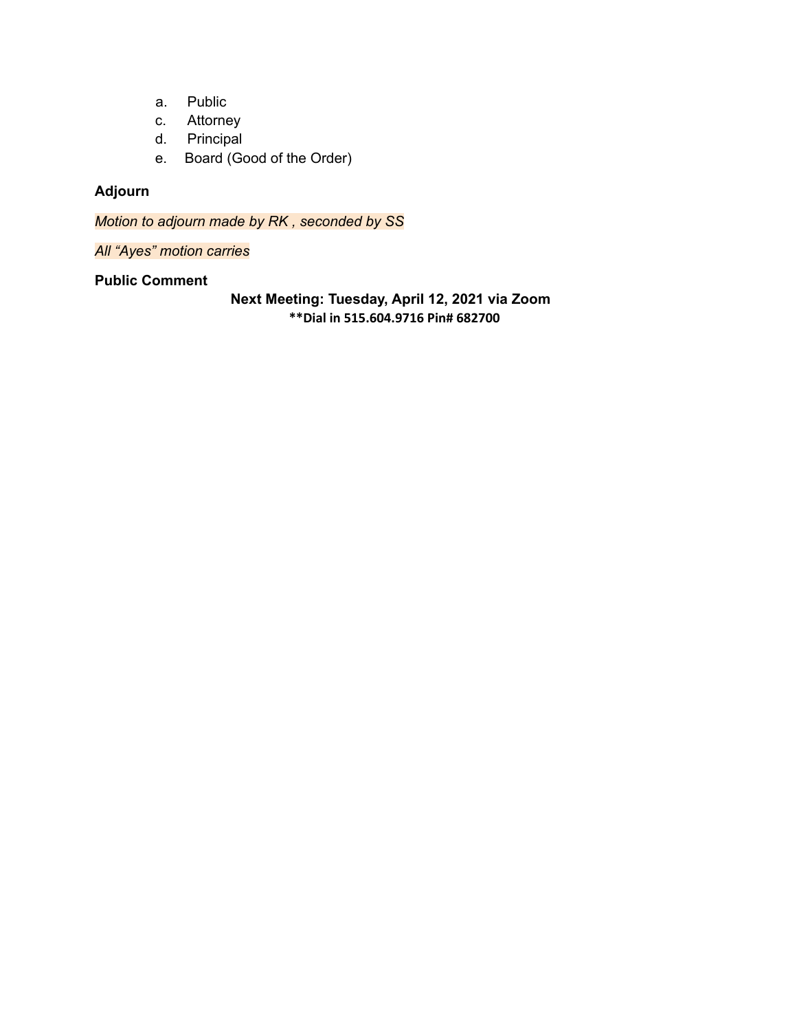a. Public
c. Attorney
d. Principal
e. Board (Good of the Order)

**Adjourn**

*Motion to adjourn made by RK , seconded by SS*

*All "Ayes" motion carries*

**Public Comment**

**Next Meeting: Tuesday, April 12, 2021 via Zoom**

**\*\*Dial in 515.604.9716 Pin# 682700**